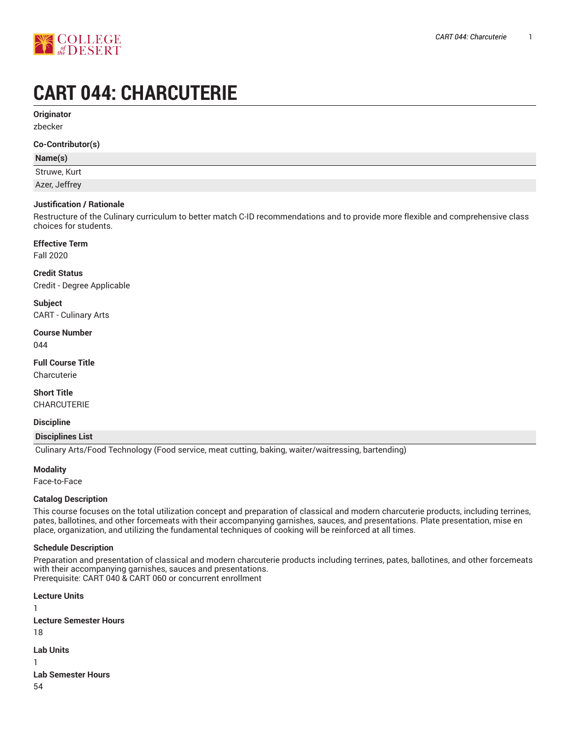# CART 044: CHARCUTERIE

**Originator**

zbecker

**Co-Contributor(s)**

| Name(s) |
|---|
| Struwe, Kurt |
| Azer, Jeffrey |

**Justification / Rationale**

Restructure of the Culinary curriculum to better match C-ID recommendations and to provide more flexible and comprehensive class choices for students.

**Effective Term**

Fall 2020

**Credit Status**

Credit - Degree Applicable

**Subject**

CART - Culinary Arts

**Course Number**

044

**Full Course Title**

Charcuterie

**Short Title**

CHARCUTERIE

**Discipline**

| Disciplines List |
|---|
| Culinary Arts/Food Technology (Food service, meat cutting, baking, waiter/waitressing, bartending) |

**Modality**

Face-to-Face

**Catalog Description**

This course focuses on the total utilization concept and preparation of classical and modern charcuterie products, including terrines, pates, ballotines, and other forcemeats with their accompanying garnishes, sauces, and presentations. Plate presentation, mise en place, organization, and utilizing the fundamental techniques of cooking will be reinforced at all times.

**Schedule Description**

Preparation and presentation of classical and modern charcuterie products including terrines, pates, ballotines, and other forcemeats with their accompanying garnishes, sauces and presentations.
Prerequisite: CART 040 & CART 060 or concurrent enrollment

**Lecture Units**

1

**Lecture Semester Hours**

18

**Lab Units**

1

**Lab Semester Hours**

54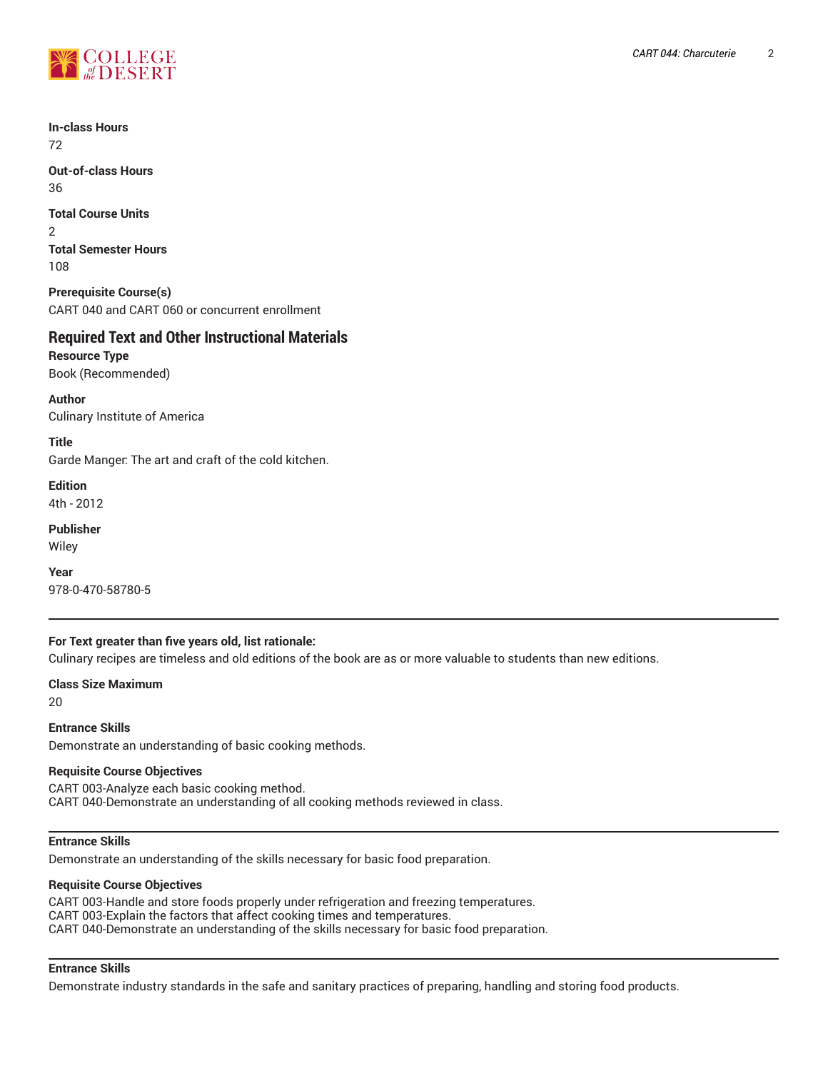**In-class Hours**
72

**Out-of-class Hours**
36

**Total Course Units**
2

**Total Semester Hours**
108

**Prerequisite Course(s)**
CART 040 and CART 060 or concurrent enrollment

## Required Text and Other Instructional Materials

**Resource Type**
Book (Recommended)

**Author**
Culinary Institute of America

**Title**
Garde Manger: The art and craft of the cold kitchen.

**Edition**
4th - 2012

**Publisher**
Wiley

**Year**
978-0-470-58780-5

---

**For Text greater than five years old, list rationale:**
Culinary recipes are timeless and old editions of the book are as or more valuable to students than new editions.

**Class Size Maximum**
20

**Entrance Skills**
Demonstrate an understanding of basic cooking methods.

**Requisite Course Objectives**
CART 003-Analyze each basic cooking method.
CART 040-Demonstrate an understanding of all cooking methods reviewed in class.

---

**Entrance Skills**
Demonstrate an understanding of the skills necessary for basic food preparation.

**Requisite Course Objectives**
CART 003-Handle and store foods properly under refrigeration and freezing temperatures.
CART 003-Explain the factors that affect cooking times and temperatures.
CART 040-Demonstrate an understanding of the skills necessary for basic food preparation.

---

**Entrance Skills**
Demonstrate industry standards in the safe and sanitary practices of preparing, handling and storing food products.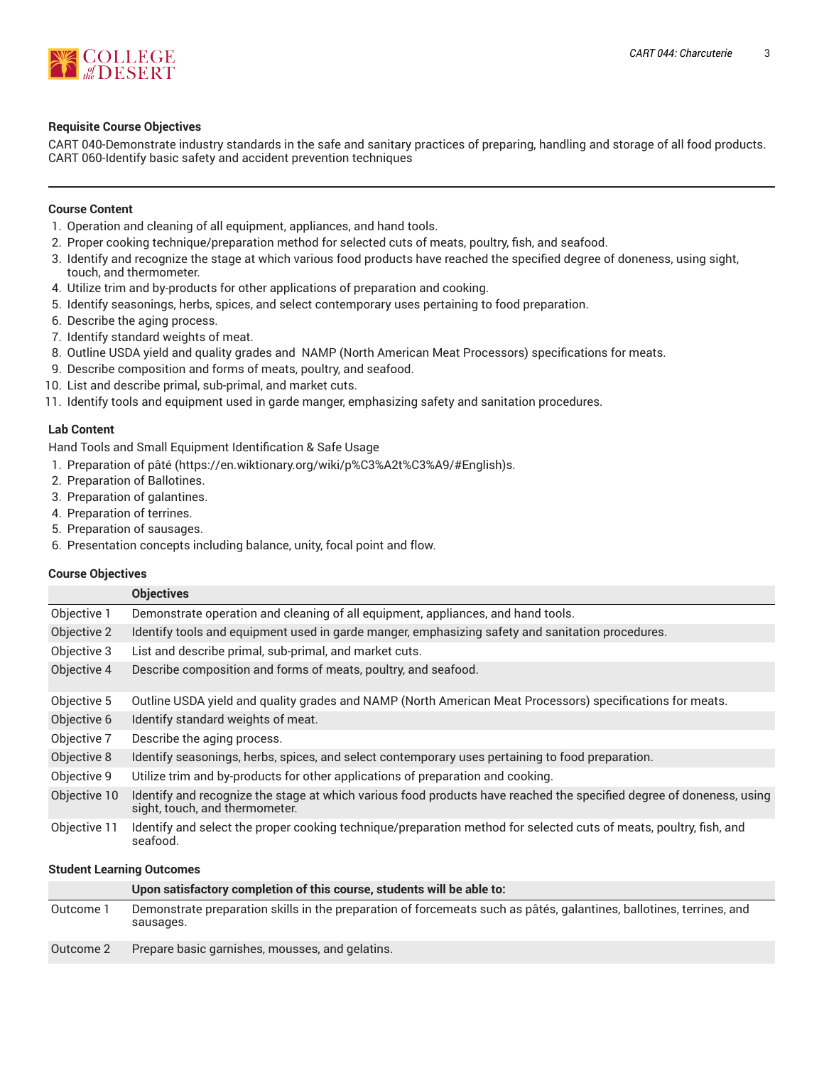#### Requisite Course Objectives

CART 040-Demonstrate industry standards in the safe and sanitary practices of preparing, handling and storage of all food products.
CART 060-Identify basic safety and accident prevention techniques

---

#### Course Content

1. Operation and cleaning of all equipment, appliances, and hand tools.
2. Proper cooking technique/preparation method for selected cuts of meats, poultry, fish, and seafood.
3. Identify and recognize the stage at which various food products have reached the specified degree of doneness, using sight, touch, and thermometer.
4. Utilize trim and by-products for other applications of preparation and cooking.
5. Identify seasonings, herbs, spices, and select contemporary uses pertaining to food preparation.
6. Describe the aging process.
7. Identify standard weights of meat.
8. Outline USDA yield and quality grades and NAMP (North American Meat Processors) specifications for meats.
9. Describe composition and forms of meats, poultry, and seafood.
10. List and describe primal, sub-primal, and market cuts.
11. Identify tools and equipment used in garde manger, emphasizing safety and sanitation procedures.

#### Lab Content

Hand Tools and Small Equipment Identification & Safe Usage

1. Preparation of pâté (https://en.wiktionary.org/wiki/p%C3%A2t%C3%A9/#English)s.
2. Preparation of Ballotines.
3. Preparation of galantines.
4. Preparation of terrines.
5. Preparation of sausages.
6. Presentation concepts including balance, unity, focal point and flow.

#### Course Objectives

| | Objectives |
|---|---|
| Objective 1 | Demonstrate operation and cleaning of all equipment, appliances, and hand tools. |
| Objective 2 | Identify tools and equipment used in garde manger, emphasizing safety and sanitation procedures. |
| Objective 3 | List and describe primal, sub-primal, and market cuts. |
| Objective 4 | Describe composition and forms of meats, poultry, and seafood. |
| Objective 5 | Outline USDA yield and quality grades and NAMP (North American Meat Processors) specifications for meats. |
| Objective 6 | Identify standard weights of meat. |
| Objective 7 | Describe the aging process. |
| Objective 8 | Identify seasonings, herbs, spices, and select contemporary uses pertaining to food preparation. |
| Objective 9 | Utilize trim and by-products for other applications of preparation and cooking. |
| Objective 10 | Identify and recognize the stage at which various food products have reached the specified degree of doneness, using sight, touch, and thermometer. |
| Objective 11 | Identify and select the proper cooking technique/preparation method for selected cuts of meats, poultry, fish, and seafood. |

#### Student Learning Outcomes

| | Upon satisfactory completion of this course, students will be able to: |
|---|---|
| Outcome 1 | Demonstrate preparation skills in the preparation of forcemeats such as pâtés, galantines, ballotines, terrines, and sausages. |
| Outcome 2 | Prepare basic garnishes, mousses, and gelatins. |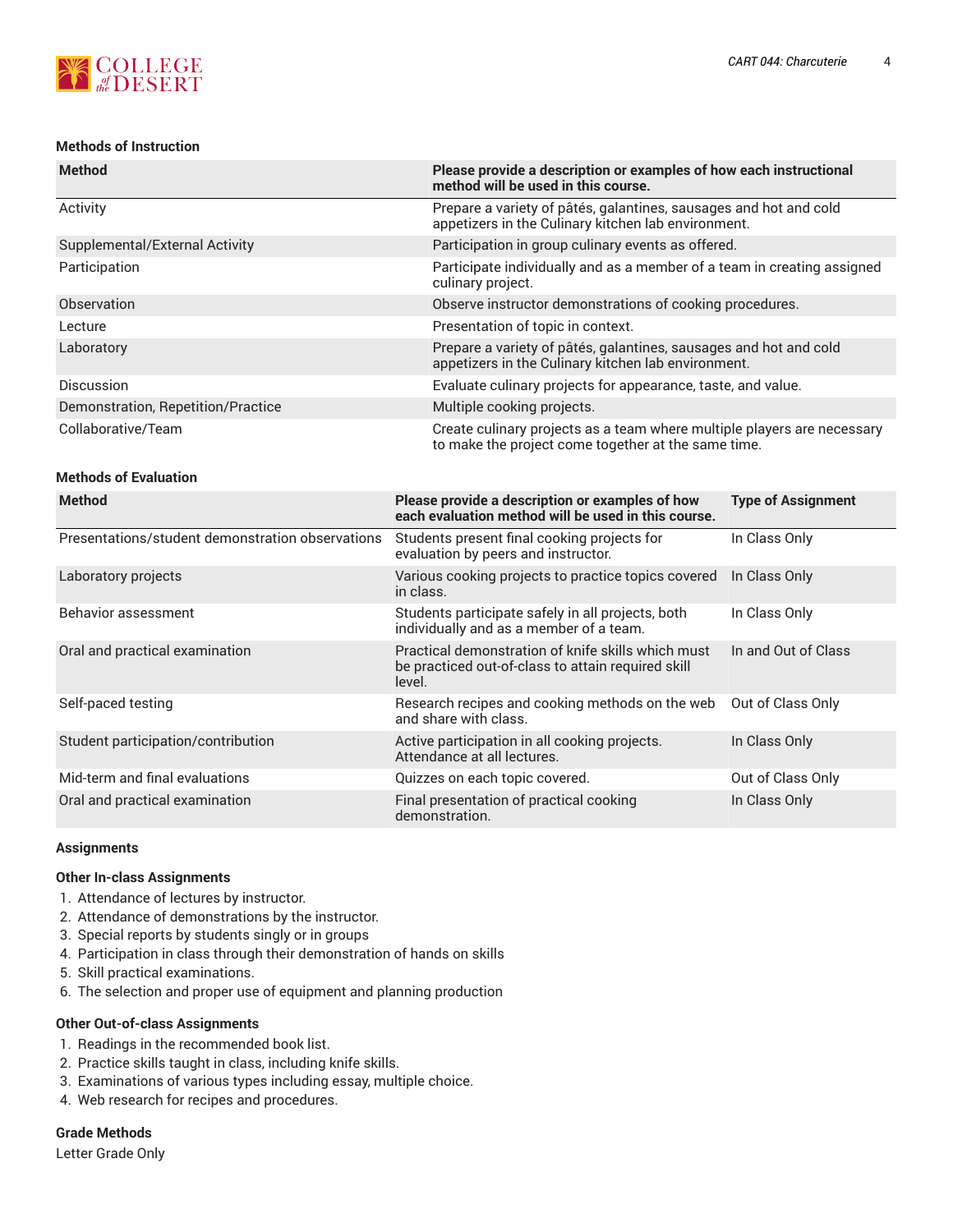### Methods of Instruction

| Method | Please provide a description or examples of how each instructional method will be used in this course. |
| --- | --- |
| Activity | Prepare a variety of pâtés, galantines, sausages and hot and cold appetizers in the Culinary kitchen lab environment. |
| Supplemental/External Activity | Participation in group culinary events as offered. |
| Participation | Participate individually and as a member of a team in creating assigned culinary project. |
| Observation | Observe instructor demonstrations of cooking procedures. |
| Lecture | Presentation of topic in context. |
| Laboratory | Prepare a variety of pâtés, galantines, sausages and hot and cold appetizers in the Culinary kitchen lab environment. |
| Discussion | Evaluate culinary projects for appearance, taste, and value. |
| Demonstration, Repetition/Practice | Multiple cooking projects. |
| Collaborative/Team | Create culinary projects as a team where multiple players are necessary to make the project come together at the same time. |

### Methods of Evaluation

| Method | Please provide a description or examples of how each evaluation method will be used in this course. | Type of Assignment |
| --- | --- | --- |
| Presentations/student demonstration observations | Students present final cooking projects for evaluation by peers and instructor. | In Class Only |
| Laboratory projects | Various cooking projects to practice topics covered in class. | In Class Only |
| Behavior assessment | Students participate safely in all projects, both individually and as a member of a team. | In Class Only |
| Oral and practical examination | Practical demonstration of knife skills which must be practiced out-of-class to attain required skill level. | In and Out of Class |
| Self-paced testing | Research recipes and cooking methods on the web and share with class. | Out of Class Only |
| Student participation/contribution | Active participation in all cooking projects. Attendance at all lectures. | In Class Only |
| Mid-term and final evaluations | Quizzes on each topic covered. | Out of Class Only |
| Oral and practical examination | Final presentation of practical cooking demonstration. | In Class Only |

### Assignments

#### Other In-class Assignments

1. Attendance of lectures by instructor.
2. Attendance of demonstrations by the instructor.
3. Special reports by students singly or in groups
4. Participation in class through their demonstration of hands on skills
5. Skill practical examinations.
6. The selection and proper use of equipment and planning production

#### Other Out-of-class Assignments

1. Readings in the recommended book list.
2. Practice skills taught in class, including knife skills.
3. Examinations of various types including essay, multiple choice.
4. Web research for recipes and procedures.

### Grade Methods

Letter Grade Only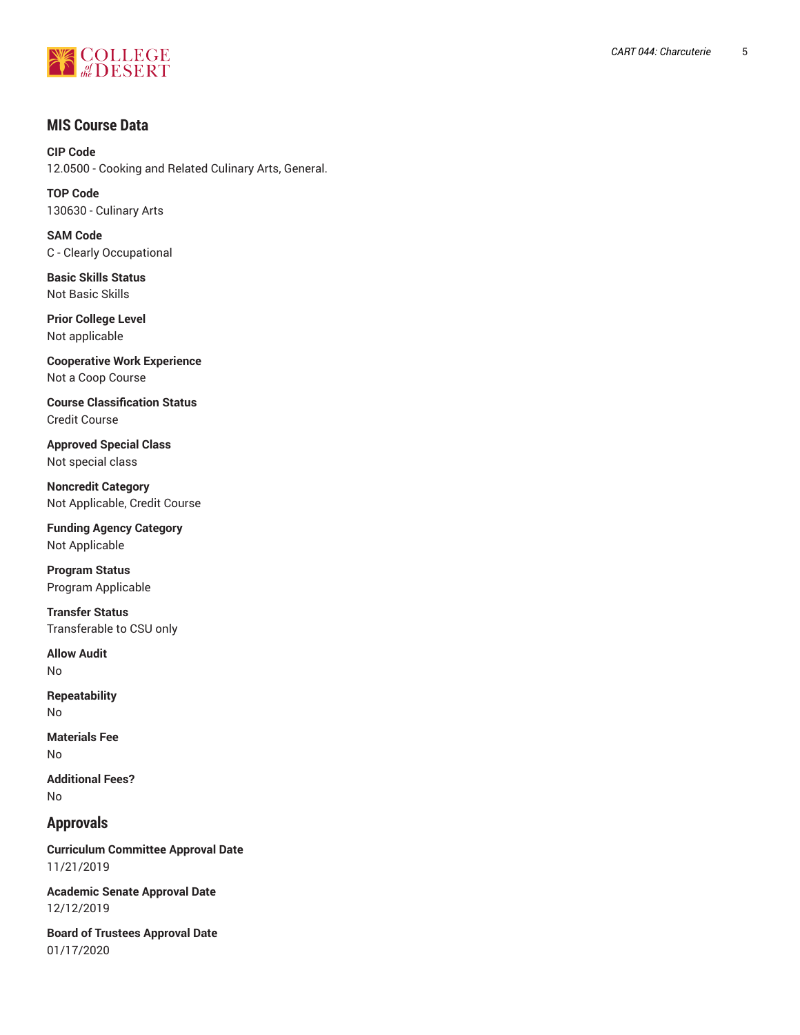## MIS Course Data

**CIP Code**
12.0500 - Cooking and Related Culinary Arts, General.

**TOP Code**
130630 - Culinary Arts

**SAM Code**
C - Clearly Occupational

**Basic Skills Status**
Not Basic Skills

**Prior College Level**
Not applicable

**Cooperative Work Experience**
Not a Coop Course

**Course Classification Status**
Credit Course

**Approved Special Class**
Not special class

**Noncredit Category**
Not Applicable, Credit Course

**Funding Agency Category**
Not Applicable

**Program Status**
Program Applicable

**Transfer Status**
Transferable to CSU only

**Allow Audit**
No

**Repeatability**
No

**Materials Fee**
No

**Additional Fees?**
No

## Approvals

**Curriculum Committee Approval Date**
11/21/2019

**Academic Senate Approval Date**
12/12/2019

**Board of Trustees Approval Date**
01/17/2020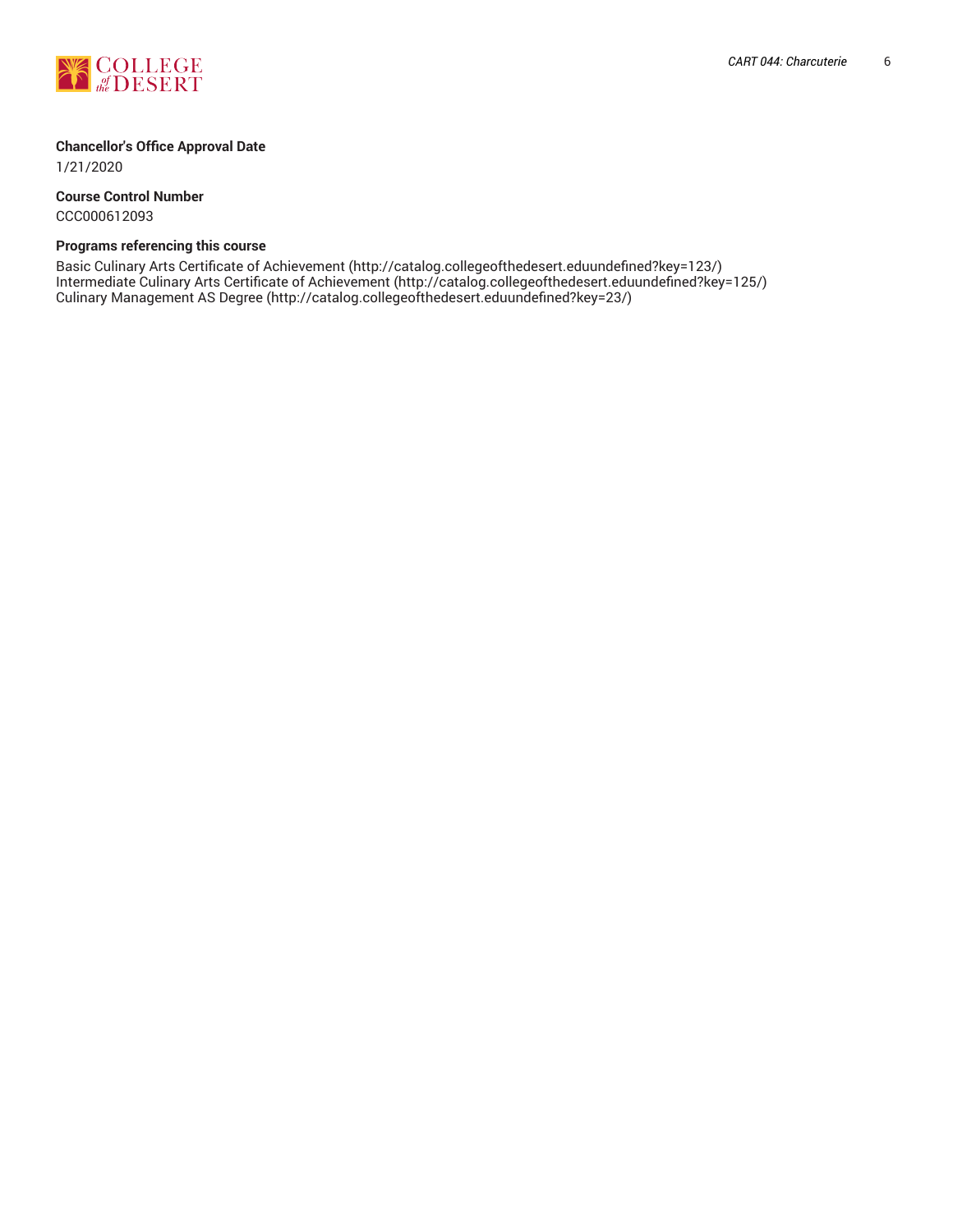**Chancellor's Office Approval Date**

1/21/2020

**Course Control Number**

CCC000612093

**Programs referencing this course**

Basic Culinary Arts Certificate of Achievement (http://catalog.collegeofthedesert.eduundefined?key=123/)
Intermediate Culinary Arts Certificate of Achievement (http://catalog.collegeofthedesert.eduundefined?key=125/)
Culinary Management AS Degree (http://catalog.collegeofthedesert.eduundefined?key=23/)